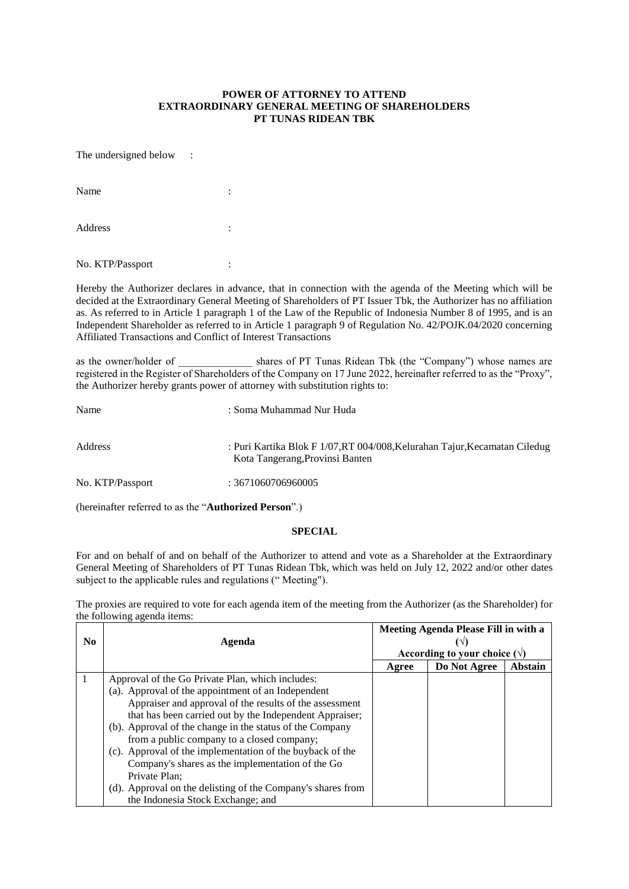**POWER OF ATTORNEY TO ATTEND**
**EXTRAORDINARY GENERAL MEETING OF SHAREHOLDERS**
**PT TUNAS RIDEAN TBK**

The undersigned below :

Name :

Address :

No. KTP/Passport :

Hereby the Authorizer declares in advance, that in connection with the agenda of the Meeting which will be decided at the Extraordinary General Meeting of Shareholders of PT Issuer Tbk, the Authorizer has no affiliation as. As referred to in Article 1 paragraph 1 of the Law of the Republic of Indonesia Number 8 of 1995, and is an Independent Shareholder as referred to in Article 1 paragraph 9 of Regulation No. 42/POJK.04/2020 concerning Affiliated Transactions and Conflict of Interest Transactions

as the owner/holder of ______________ shares of PT Tunas Ridean Tbk (the "Company") whose names are registered in the Register of Shareholders of the Company on 17 June 2022, hereinafter referred to as the "Proxy", the Authorizer hereby grants power of attorney with substitution rights to:

Name : Soma Muhammad Nur Huda

Address : Puri Kartika Blok F 1/07,RT 004/008,Kelurahan Tajur,Kecamatan Ciledug Kota Tangerang,Provinsi Banten

No. KTP/Passport : 3671060706960005

(hereinafter referred to as the "**Authorized Person**".)

**SPECIAL**

For and on behalf of and on behalf of the Authorizer to attend and vote as a Shareholder at the Extraordinary General Meeting of Shareholders of PT Tunas Ridean Tbk, which was held on July 12, 2022 and/or other dates subject to the applicable rules and regulations (" Meeting").

The proxies are required to vote for each agenda item of the meeting from the Authorizer (as the Shareholder) for the following agenda items:

| No | Agenda | Meeting Agenda Please Fill in with a (√) According to your choice (√) | | |
|---|---|---|---|---|
| | | Agree | Do Not Agree | Abstain |
| 1 | Approval of the Go Private Plan, which includes:<br>(a). Approval of the appointment of an Independent Appraiser and approval of the results of the assessment that has been carried out by the Independent Appraiser;<br>(b). Approval of the change in the status of the Company from a public company to a closed company;<br>(c). Approval of the implementation of the buyback of the Company's shares as the implementation of the Go Private Plan;<br>(d). Approval on the delisting of the Company's shares from the Indonesia Stock Exchange; and | | | |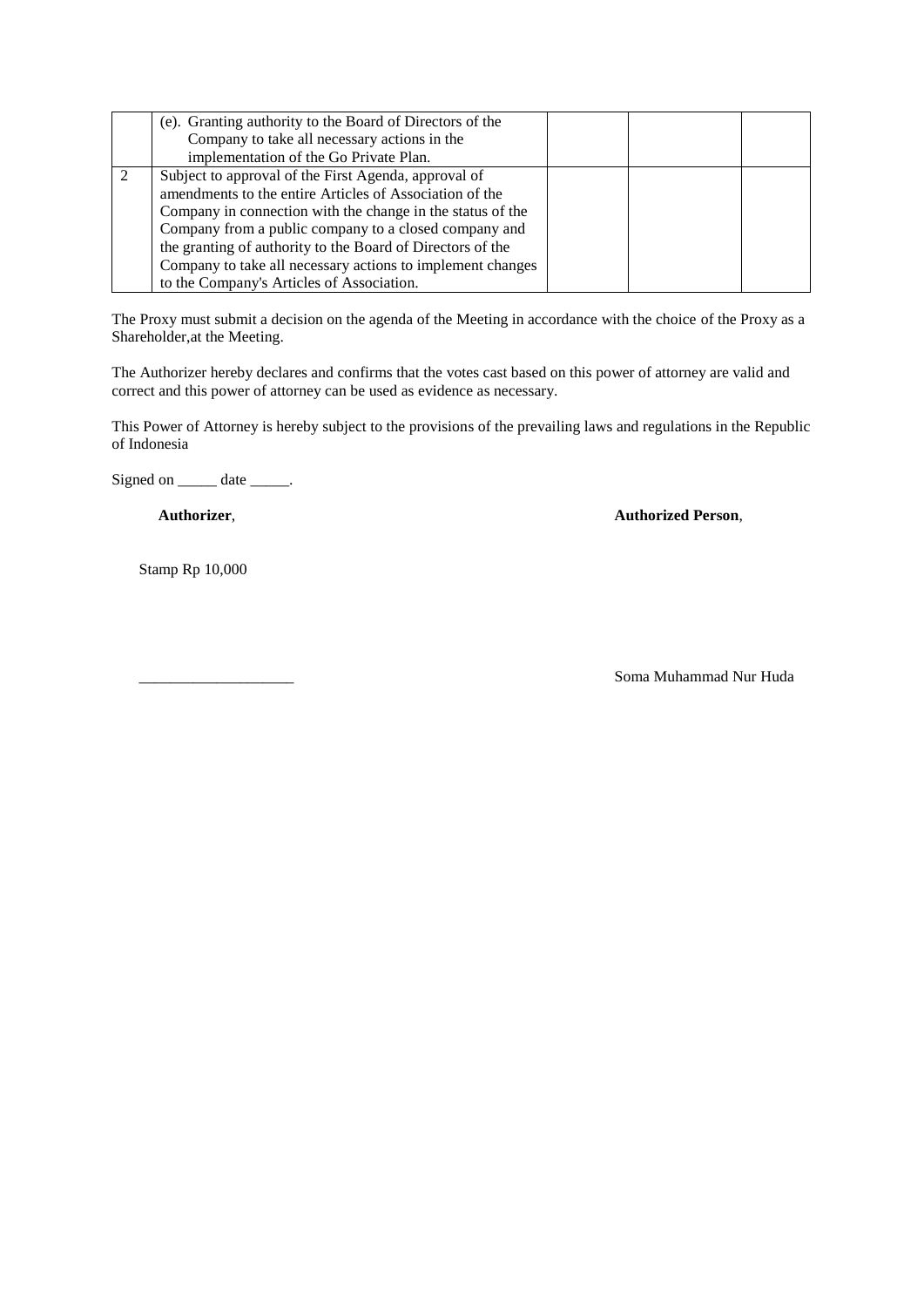| | | | | |
|---|---|---|---|---|
| | (e). Granting authority to the Board of Directors of the Company to take all necessary actions in the implementation of the Go Private Plan. | | | |
| 2 | Subject to approval of the First Agenda, approval of amendments to the entire Articles of Association of the Company in connection with the change in the status of the Company from a public company to a closed company and the granting of authority to the Board of Directors of the Company to take all necessary actions to implement changes to the Company's Articles of Association. | | | |

The Proxy must submit a decision on the agenda of the Meeting in accordance with the choice of the Proxy as a Shareholder,at the Meeting.

The Authorizer hereby declares and confirms that the votes cast based on this power of attorney are valid and correct and this power of attorney can be used as evidence as necessary.

This Power of Attorney is hereby subject to the provisions of the prevailing laws and regulations in the Republic of Indonesia

Signed on _____ date _____.

**Authorizer**,

Stamp Rp 10,000

____________________

**Authorized Person**,

Soma Muhammad Nur Huda